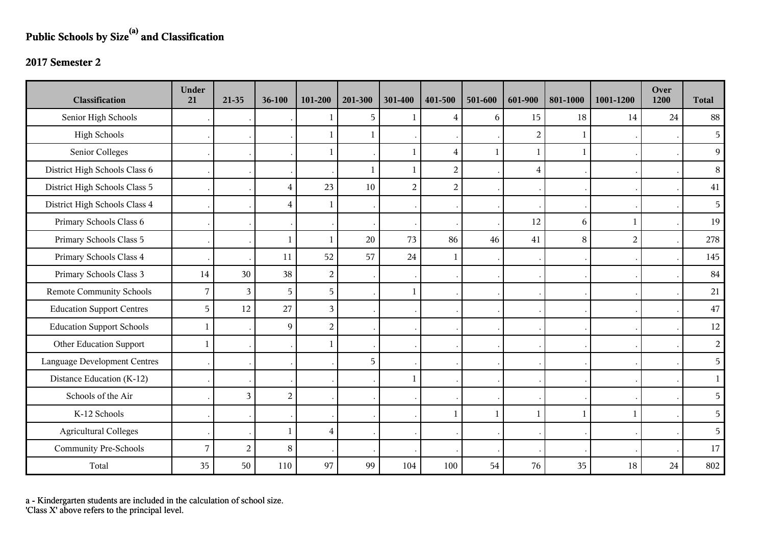# Public Schools by Size[a] and Classification

## 2017 Semester 2

| Classification | Under 21 | 21-35 | 36-100 | 101-200 | 201-300 | 301-400 | 401-500 | 501-600 | 601-900 | 801-1000 | 1001-1200 | Over 1200 | Total |
|---|---|---|---|---|---|---|---|---|---|---|---|---|---|
| Senior High Schools | . | . | . | 1 | 5 | 1 | 4 | 6 | 15 | 18 | 14 | 24 | 88 |
| High Schools | . | . | . | 1 | 1 | . | . | . | 2 | 1 | . | . | 5 |
| Senior Colleges | . | . | . | 1 | . | 1 | 4 | 1 | 1 | 1 | . | . | 9 |
| District High Schools Class 6 | . | . | . | . | 1 | 1 | 2 | . | 4 | . | . | . | 8 |
| District High Schools Class 5 | . | . | 4 | 23 | 10 | 2 | 2 | . | . | . | . | . | 41 |
| District High Schools Class 4 | . | . | 4 | 1 | . | . | . | . | . | . | . | . | 5 |
| Primary Schools Class 6 | . | . | . | . | . | . | . | . | 12 | 6 | 1 | . | 19 |
| Primary Schools Class 5 | . | . | 1 | 1 | 20 | 73 | 86 | 46 | 41 | 8 | 2 | . | 278 |
| Primary Schools Class 4 | . | . | 11 | 52 | 57 | 24 | 1 | . | . | . | . | . | 145 |
| Primary Schools Class 3 | 14 | 30 | 38 | 2 | . | . | . | . | . | . | . | . | 84 |
| Remote Community Schools | 7 | 3 | 5 | 5 | . | 1 | . | . | . | . | . | . | 21 |
| Education Support Centres | 5 | 12 | 27 | 3 | . | . | . | . | . | . | . | . | 47 |
| Education Support Schools | 1 | . | 9 | 2 | . | . | . | . | . | . | . | . | 12 |
| Other Education Support | 1 | . | . | 1 | . | . | . | . | . | . | . | . | 2 |
| Language Development Centres | . | . | . | . | 5 | . | . | . | . | . | . | . | 5 |
| Distance Education (K-12) | . | . | . | . | . | 1 | . | . | . | . | . | . | 1 |
| Schools of the Air | . | 3 | 2 | . | . | . | . | . | . | . | . | . | 5 |
| K-12 Schools | . | . | . | . | . | . | 1 | 1 | 1 | 1 | 1 | . | 5 |
| Agricultural Colleges | . | . | 1 | 4 | . | . | . | . | . | . | . | . | 5 |
| Community Pre-Schools | 7 | 2 | 8 | . | . | . | . | . | . | . | . | . | 17 |
| Total | 35 | 50 | 110 | 97 | 99 | 104 | 100 | 54 | 76 | 35 | 18 | 24 | 802 |

a - Kindergarten students are included in the calculation of school size.
'Class X' above refers to the principal level.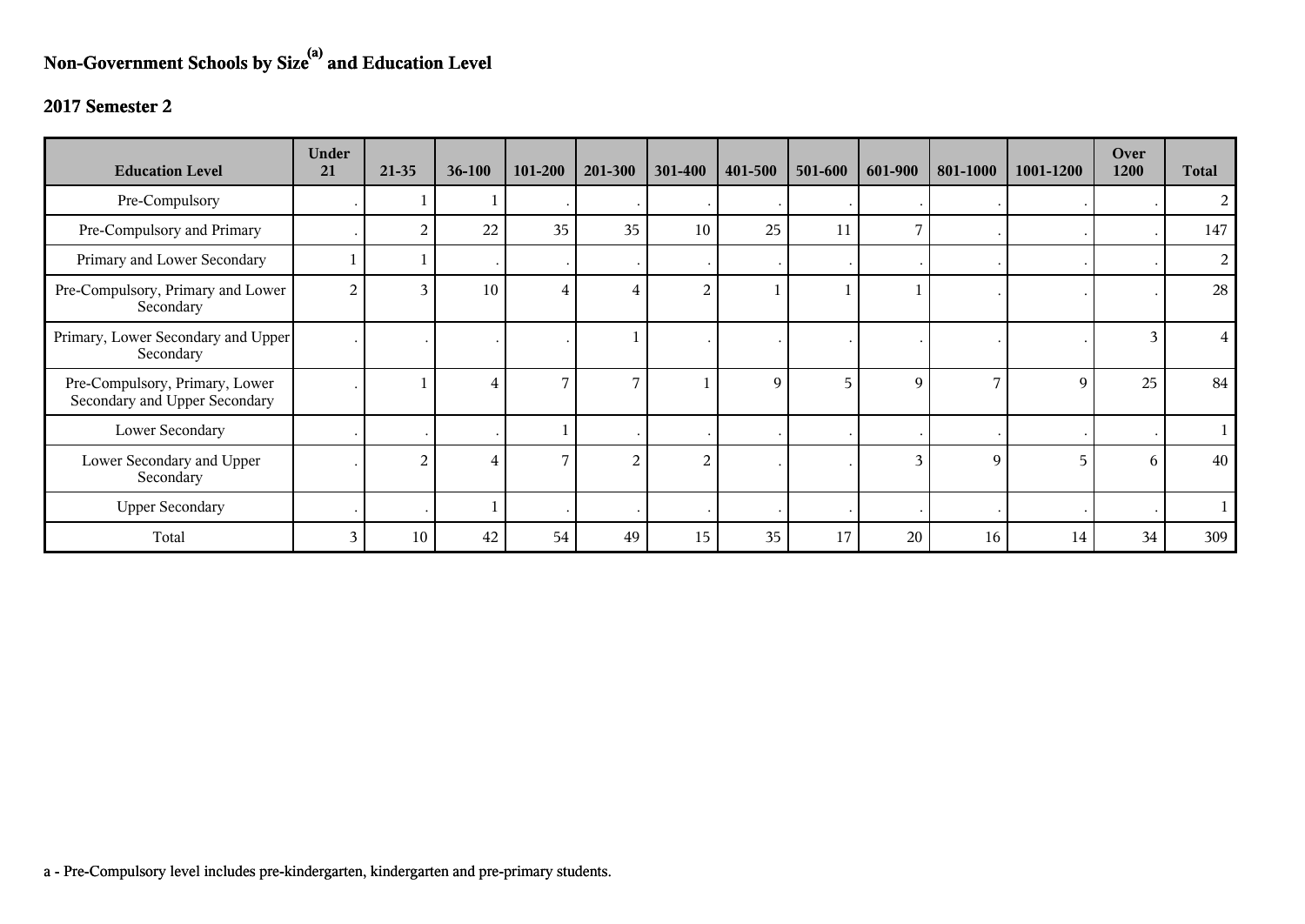# Non-Government Schools by Size[(a)] and Education Level

## 2017 Semester 2

| Education Level | Under 21 | 21-35 | 36-100 | 101-200 | 201-300 | 301-400 | 401-500 | 501-600 | 601-900 | 801-1000 | 1001-1200 | Over 1200 | Total |
|---|---|---|---|---|---|---|---|---|---|---|---|---|---|
| Pre-Compulsory | . | 1 | 1 | . | . | . | . | . | . | . | . | . | 2 |
| Pre-Compulsory and Primary | . | 2 | 22 | 35 | 35 | 10 | 25 | 11 | 7 | . | . | . | 147 |
| Primary and Lower Secondary | 1 | 1 | . | . | . | . | . | . | . | . | . | . | 2 |
| Pre-Compulsory, Primary and Lower Secondary | 2 | 3 | 10 | 4 | 4 | 2 | 1 | 1 | 1 | . | . | . | 28 |
| Primary, Lower Secondary and Upper Secondary | . | . | . | . | 1 | . | . | . | . | . | . | 3 | 4 |
| Pre-Compulsory, Primary, Lower Secondary and Upper Secondary | . | 1 | 4 | 7 | 7 | 1 | 9 | 5 | 9 | 7 | 9 | 25 | 84 |
| Lower Secondary | . | . | . | 1 | . | . | . | . | . | . | . | . | 1 |
| Lower Secondary and Upper Secondary | . | 2 | 4 | 7 | 2 | 2 | . | . | 3 | 9 | 5 | 6 | 40 |
| Upper Secondary | . | . | 1 | . | . | . | . | . | . | . | . | . | 1 |
| Total | 3 | 10 | 42 | 54 | 49 | 15 | 35 | 17 | 20 | 16 | 14 | 34 | 309 |

a - Pre-Compulsory level includes pre-kindergarten, kindergarten and pre-primary students.